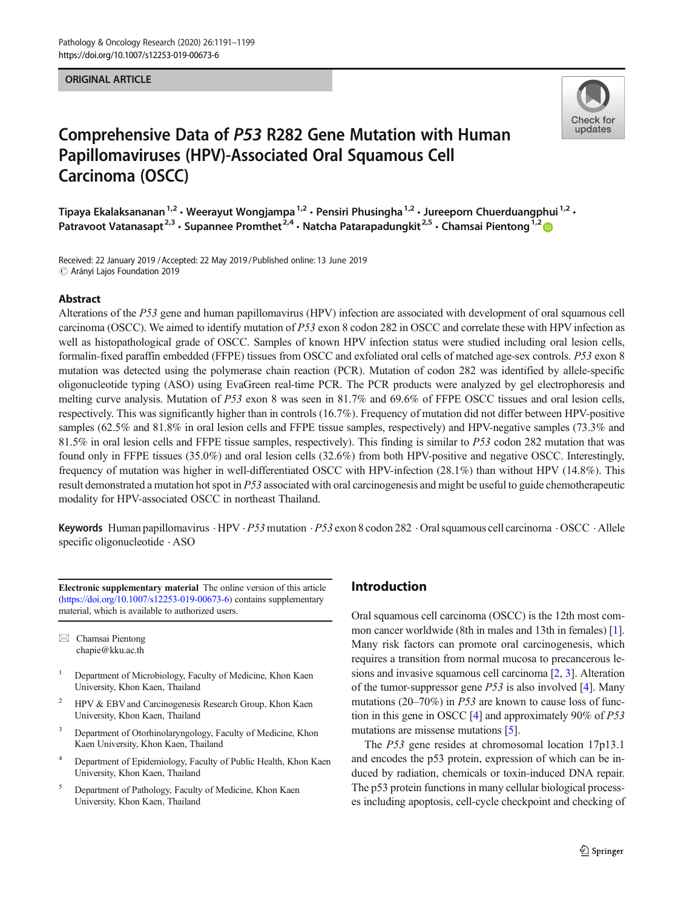ORIGINAL ARTICLE

# Comprehensive Data of *P53* R282 Gene Mutation with Human Papillomaviruses (HPV)-Associated Oral Squamous Cell Carcinoma (OSCC)

Tipaya Ekalaksananan[1,2] · Weerayut Wongjampa[1,2] · Pensiri Phusingha[1,2] · Jureeporn Chuerduangphui[1,2] · Patravoot Vatanasapt[2,3] · Supannee Promthet[2,4] · Natcha Patarapadungkit[2,5] · Chamsai Pientong[1,2]

Received: 22 January 2019 / Accepted: 22 May 2019 / Published online: 13 June 2019
© Arányi Lajos Foundation 2019

## Abstract

Alterations of the *P53* gene and human papillomavirus (HPV) infection are associated with development of oral squamous cell carcinoma (OSCC). We aimed to identify mutation of *P53* exon 8 codon 282 in OSCC and correlate these with HPV infection as well as histopathological grade of OSCC. Samples of known HPV infection status were studied including oral lesion cells, formalin-fixed paraffin embedded (FFPE) tissues from OSCC and exfoliated oral cells of matched age-sex controls. *P53* exon 8 mutation was detected using the polymerase chain reaction (PCR). Mutation of codon 282 was identified by allele-specific oligonucleotide typing (ASO) using EvaGreen real-time PCR. The PCR products were analyzed by gel electrophoresis and melting curve analysis. Mutation of *P53* exon 8 was seen in 81.7% and 69.6% of FFPE OSCC tissues and oral lesion cells, respectively. This was significantly higher than in controls (16.7%). Frequency of mutation did not differ between HPV-positive samples (62.5% and 81.8% in oral lesion cells and FFPE tissue samples, respectively) and HPV-negative samples (73.3% and 81.5% in oral lesion cells and FFPE tissue samples, respectively). This finding is similar to *P53* codon 282 mutation that was found only in FFPE tissues (35.0%) and oral lesion cells (32.6%) from both HPV-positive and negative OSCC. Interestingly, frequency of mutation was higher in well-differentiated OSCC with HPV-infection (28.1%) than without HPV (14.8%). This result demonstrated a mutation hot spot in *P53* associated with oral carcinogenesis and might be useful to guide chemotherapeutic modality for HPV-associated OSCC in northeast Thailand.

**Keywords** Human papillomavirus · HPV · *P53* mutation · *P53* exon 8 codon 282 · Oral squamous cell carcinoma · OSCC · Allele specific oligonucleotide · ASO

**Electronic supplementary material** The online version of this article (https://doi.org/10.1007/s12253-019-00673-6) contains supplementary material, which is available to authorized users.

✉ Chamsai Pientong
chapie@kku.ac.th

[1] Department of Microbiology, Faculty of Medicine, Khon Kaen University, Khon Kaen, Thailand

[2] HPV & EBV and Carcinogenesis Research Group, Khon Kaen University, Khon Kaen, Thailand

[3] Department of Otorhinolaryngology, Faculty of Medicine, Khon Kaen University, Khon Kaen, Thailand

[4] Department of Epidemiology, Faculty of Public Health, Khon Kaen University, Khon Kaen, Thailand

[5] Department of Pathology, Faculty of Medicine, Khon Kaen University, Khon Kaen, Thailand

## Introduction

Oral squamous cell carcinoma (OSCC) is the 12th most common cancer worldwide (8th in males and 13th in females) [1]. Many risk factors can promote oral carcinogenesis, which requires a transition from normal mucosa to precancerous lesions and invasive squamous cell carcinoma [2, 3]. Alteration of the tumor-suppressor gene *P53* is also involved [4]. Many mutations (20–70%) in *P53* are known to cause loss of function in this gene in OSCC [4] and approximately 90% of *P53* mutations are missense mutations [5].

The *P53* gene resides at chromosomal location 17p13.1 and encodes the p53 protein, expression of which can be induced by radiation, chemicals or toxin-induced DNA repair. The p53 protein functions in many cellular biological processes including apoptosis, cell-cycle checkpoint and checking of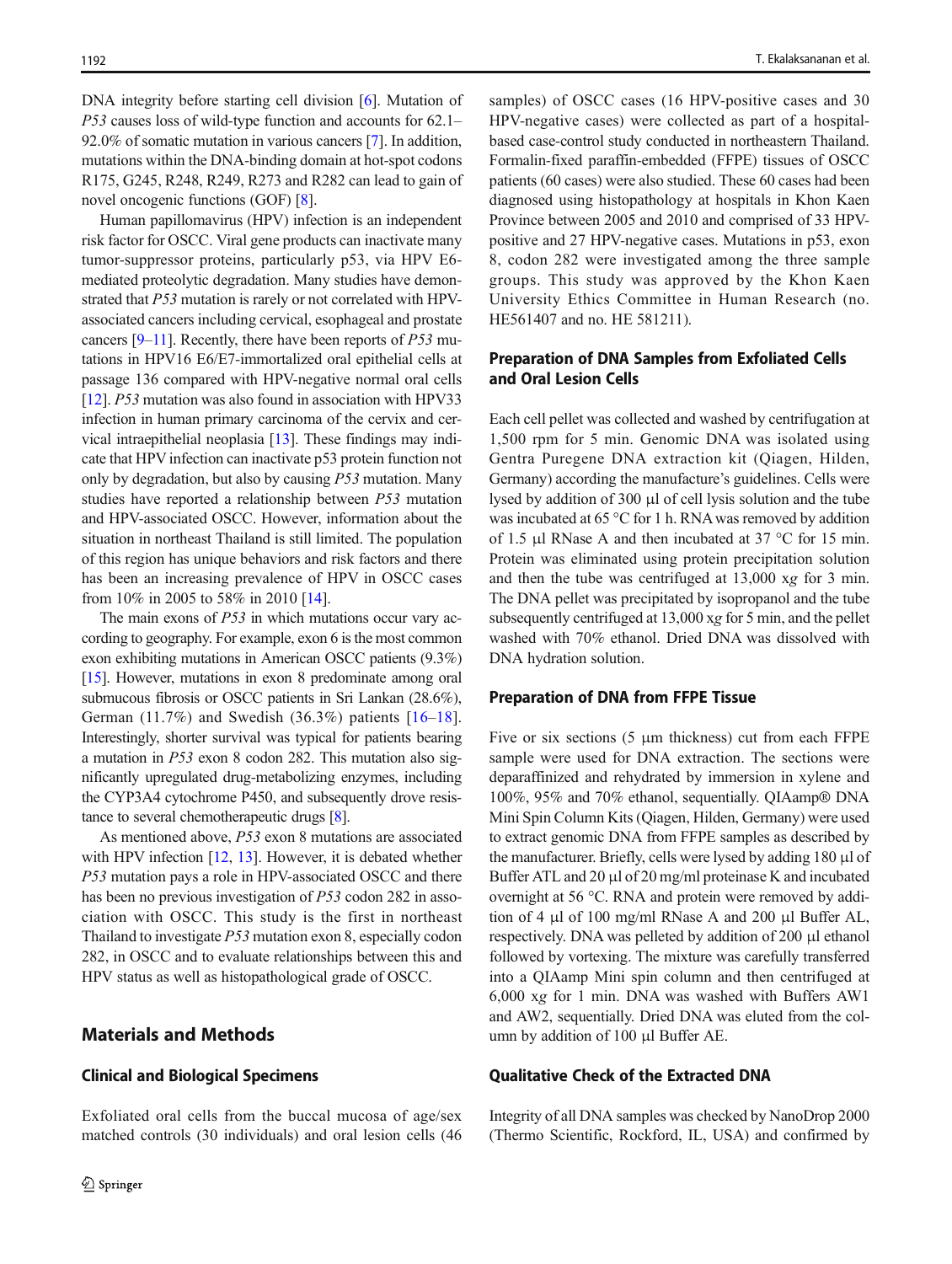DNA integrity before starting cell division [6]. Mutation of *P53* causes loss of wild-type function and accounts for 62.1–92.0% of somatic mutation in various cancers [7]. In addition, mutations within the DNA-binding domain at hot-spot codons R175, G245, R248, R249, R273 and R282 can lead to gain of novel oncogenic functions (GOF) [8].

Human papillomavirus (HPV) infection is an independent risk factor for OSCC. Viral gene products can inactivate many tumor-suppressor proteins, particularly p53, via HPV E6-mediated proteolytic degradation. Many studies have demonstrated that *P53* mutation is rarely or not correlated with HPV-associated cancers including cervical, esophageal and prostate cancers [9–11]. Recently, there have been reports of *P53* mutations in HPV16 E6/E7-immortalized oral epithelial cells at passage 136 compared with HPV-negative normal oral cells [12]. *P53* mutation was also found in association with HPV33 infection in human primary carcinoma of the cervix and cervical intraepithelial neoplasia [13]. These findings may indicate that HPV infection can inactivate p53 protein function not only by degradation, but also by causing *P53* mutation. Many studies have reported a relationship between *P53* mutation and HPV-associated OSCC. However, information about the situation in northeast Thailand is still limited. The population of this region has unique behaviors and risk factors and there has been an increasing prevalence of HPV in OSCC cases from 10% in 2005 to 58% in 2010 [14].

The main exons of *P53* in which mutations occur vary according to geography. For example, exon 6 is the most common exon exhibiting mutations in American OSCC patients (9.3%) [15]. However, mutations in exon 8 predominate among oral submucous fibrosis or OSCC patients in Sri Lankan (28.6%), German (11.7%) and Swedish (36.3%) patients [16–18]. Interestingly, shorter survival was typical for patients bearing a mutation in *P53* exon 8 codon 282. This mutation also significantly upregulated drug-metabolizing enzymes, including the CYP3A4 cytochrome P450, and subsequently drove resistance to several chemotherapeutic drugs [8].

As mentioned above, *P53* exon 8 mutations are associated with HPV infection [12, 13]. However, it is debated whether *P53* mutation pays a role in HPV-associated OSCC and there has been no previous investigation of *P53* codon 282 in association with OSCC. This study is the first in northeast Thailand to investigate *P53* mutation exon 8, especially codon 282, in OSCC and to evaluate relationships between this and HPV status as well as histopathological grade of OSCC.

## Materials and Methods

### Clinical and Biological Specimens

Exfoliated oral cells from the buccal mucosa of age/sex matched controls (30 individuals) and oral lesion cells (46 samples) of OSCC cases (16 HPV-positive cases and 30 HPV-negative cases) were collected as part of a hospital-based case-control study conducted in northeastern Thailand. Formalin-fixed paraffin-embedded (FFPE) tissues of OSCC patients (60 cases) were also studied. These 60 cases had been diagnosed using histopathology at hospitals in Khon Kaen Province between 2005 and 2010 and comprised of 33 HPV-positive and 27 HPV-negative cases. Mutations in p53, exon 8, codon 282 were investigated among the three sample groups. This study was approved by the Khon Kaen University Ethics Committee in Human Research (no. HE561407 and no. HE 581211).

### Preparation of DNA Samples from Exfoliated Cells and Oral Lesion Cells

Each cell pellet was collected and washed by centrifugation at 1,500 rpm for 5 min. Genomic DNA was isolated using Gentra Puregene DNA extraction kit (Qiagen, Hilden, Germany) according the manufacture's guidelines. Cells were lysed by addition of 300 μl of cell lysis solution and the tube was incubated at 65 °C for 1 h. RNA was removed by addition of 1.5 μl RNase A and then incubated at 37 °C for 15 min. Protein was eliminated using protein precipitation solution and then the tube was centrifuged at 13,000 x*g* for 3 min. The DNA pellet was precipitated by isopropanol and the tube subsequently centrifuged at 13,000 x*g* for 5 min, and the pellet washed with 70% ethanol. Dried DNA was dissolved with DNA hydration solution.

### Preparation of DNA from FFPE Tissue

Five or six sections (5 μm thickness) cut from each FFPE sample were used for DNA extraction. The sections were deparaffinized and rehydrated by immersion in xylene and 100%, 95% and 70% ethanol, sequentially. QIAamp® DNA Mini Spin Column Kits (Qiagen, Hilden, Germany) were used to extract genomic DNA from FFPE samples as described by the manufacturer. Briefly, cells were lysed by adding 180 μl of Buffer ATL and 20 μl of 20 mg/ml proteinase K and incubated overnight at 56 °C. RNA and protein were removed by addition of 4 μl of 100 mg/ml RNase A and 200 μl Buffer AL, respectively. DNA was pelleted by addition of 200 μl ethanol followed by vortexing. The mixture was carefully transferred into a QIAamp Mini spin column and then centrifuged at 6,000 x*g* for 1 min. DNA was washed with Buffers AW1 and AW2, sequentially. Dried DNA was eluted from the column by addition of 100 μl Buffer AE.

### Qualitative Check of the Extracted DNA

Integrity of all DNA samples was checked by NanoDrop 2000 (Thermo Scientific, Rockford, IL, USA) and confirmed by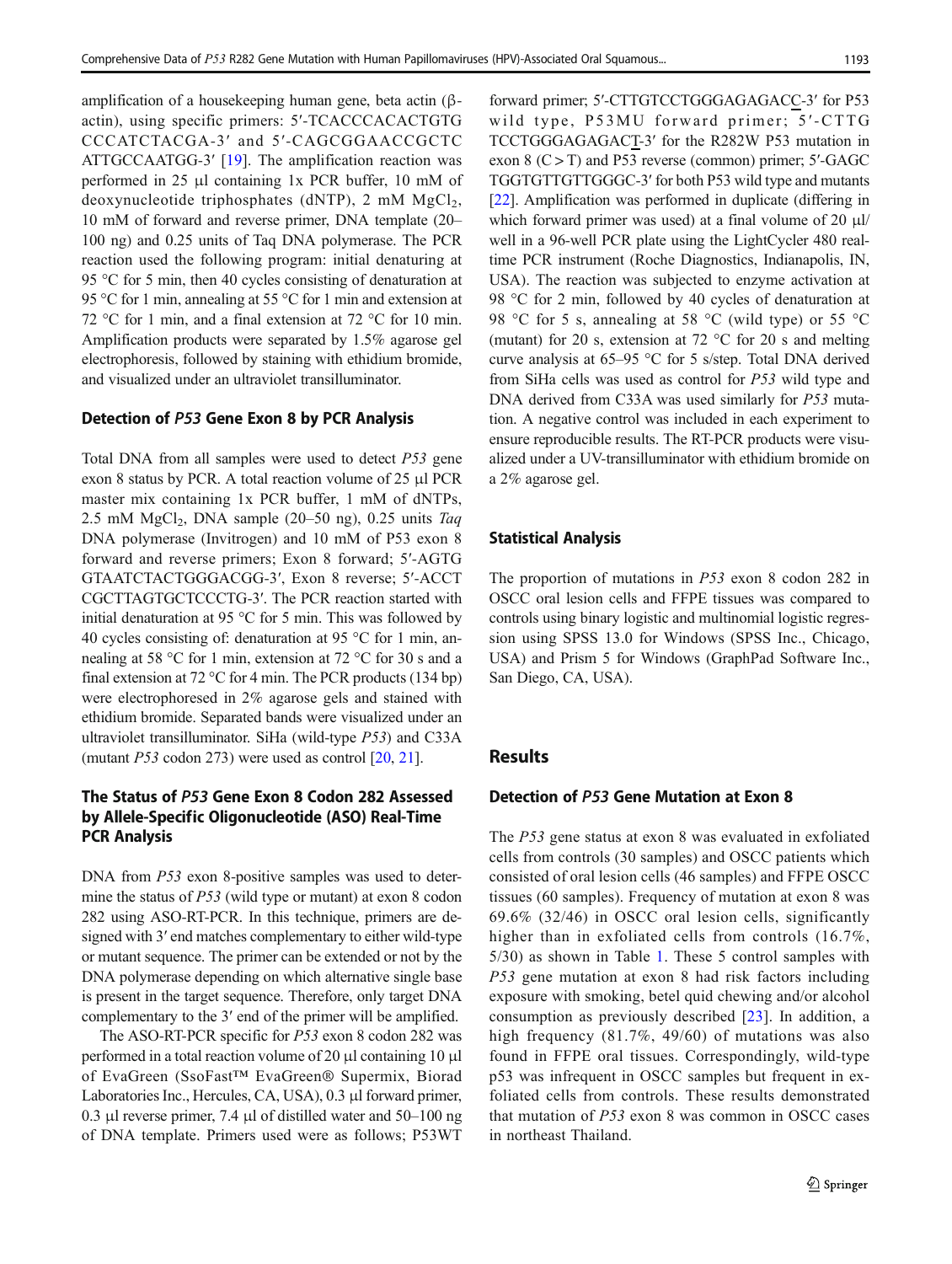amplification of a housekeeping human gene, beta actin (β-actin), using specific primers: 5′-TCACCCACACTGTGCCCATCTACGA-3′ and 5′-CAGCGGAACCGCTCATTGCCAATGG-3′ [19]. The amplification reaction was performed in 25 μl containing 1x PCR buffer, 10 mM of deoxynucleotide triphosphates (dNTP), 2 mM $MgCl_2$, 10 mM of forward and reverse primer, DNA template (20–100 ng) and 0.25 units of Taq DNA polymerase. The PCR reaction used the following program: initial denaturing at 95 °C for 5 min, then 40 cycles consisting of denaturation at 95 °C for 1 min, annealing at 55 °C for 1 min and extension at 72 °C for 1 min, and a final extension at 72 °C for 10 min. Amplification products were separated by 1.5% agarose gel electrophoresis, followed by staining with ethidium bromide, and visualized under an ultraviolet transilluminator.

### Detection of *P53* Gene Exon 8 by PCR Analysis

Total DNA from all samples were used to detect *P53* gene exon 8 status by PCR. A total reaction volume of 25 μl PCR master mix containing 1x PCR buffer, 1 mM of dNTPs, 2.5 mM $MgCl_2$, DNA sample (20–50 ng), 0.25 units *Taq* DNA polymerase (Invitrogen) and 10 mM of P53 exon 8 forward and reverse primers; Exon 8 forward; 5′-AGTGGTAATCTACTGGGACGG-3′, Exon 8 reverse; 5′-ACCTCGCTTAGTGCTCCCTG-3′. The PCR reaction started with initial denaturation at 95 °C for 5 min. This was followed by 40 cycles consisting of: denaturation at 95 °C for 1 min, annealing at 58 °C for 1 min, extension at 72 °C for 30 s and a final extension at 72 °C for 4 min. The PCR products (134 bp) were electrophoresed in 2% agarose gels and stained with ethidium bromide. Separated bands were visualized under an ultraviolet transilluminator. SiHa (wild-type *P53*) and C33A (mutant *P53* codon 273) were used as control [20, 21].

### The Status of *P53* Gene Exon 8 Codon 282 Assessed by Allele-Specific Oligonucleotide (ASO) Real-Time PCR Analysis

DNA from *P53* exon 8-positive samples was used to determine the status of *P53* (wild type or mutant) at exon 8 codon 282 using ASO-RT-PCR. In this technique, primers are designed with 3′ end matches complementary to either wild-type or mutant sequence. The primer can be extended or not by the DNA polymerase depending on which alternative single base is present in the target sequence. Therefore, only target DNA complementary to the 3′ end of the primer will be amplified.

The ASO-RT-PCR specific for *P53* exon 8 codon 282 was performed in a total reaction volume of 20 μl containing 10 μl of EvaGreen (SsoFast™ EvaGreen® Supermix, Biorad Laboratories Inc., Hercules, CA, USA), 0.3 μl forward primer, 0.3 μl reverse primer, 7.4 μl of distilled water and 50–100 ng of DNA template. Primers used were as follows; P53WT forward primer; 5′-CTTGTCCTGGGAGAGACC-3′ for P53 wild type, P53MU forward primer; 5′-CTTGTCCTGGGAGAGACT-3′ for the R282W P53 mutation in exon 8 (C > T) and P53 reverse (common) primer; 5′-GAGCTGGTGTTGTTGGGC-3′ for both P53 wild type and mutants [22]. Amplification was performed in duplicate (differing in which forward primer was used) at a final volume of 20 μl/well in a 96-well PCR plate using the LightCycler 480 real-time PCR instrument (Roche Diagnostics, Indianapolis, IN, USA). The reaction was subjected to enzyme activation at 98 °C for 2 min, followed by 40 cycles of denaturation at 98 °C for 5 s, annealing at 58 °C (wild type) or 55 °C (mutant) for 20 s, extension at 72 °C for 20 s and melting curve analysis at 65–95 °C for 5 s/step. Total DNA derived from SiHa cells was used as control for *P53* wild type and DNA derived from C33A was used similarly for *P53* mutation. A negative control was included in each experiment to ensure reproducible results. The RT-PCR products were visualized under a UV-transilluminator with ethidium bromide on a 2% agarose gel.

### Statistical Analysis

The proportion of mutations in *P53* exon 8 codon 282 in OSCC oral lesion cells and FFPE tissues was compared to controls using binary logistic and multinomial logistic regression using SPSS 13.0 for Windows (SPSS Inc., Chicago, USA) and Prism 5 for Windows (GraphPad Software Inc., San Diego, CA, USA).

## Results

### Detection of *P53* Gene Mutation at Exon 8

The *P53* gene status at exon 8 was evaluated in exfoliated cells from controls (30 samples) and OSCC patients which consisted of oral lesion cells (46 samples) and FFPE OSCC tissues (60 samples). Frequency of mutation at exon 8 was 69.6% (32/46) in OSCC oral lesion cells, significantly higher than in exfoliated cells from controls (16.7%, 5/30) as shown in Table 1. These 5 control samples with *P53* gene mutation at exon 8 had risk factors including exposure with smoking, betel quid chewing and/or alcohol consumption as previously described [23]. In addition, a high frequency (81.7%, 49/60) of mutations was also found in FFPE oral tissues. Correspondingly, wild-type p53 was infrequent in OSCC samples but frequent in exfoliated cells from controls. These results demonstrated that mutation of *P53* exon 8 was common in OSCC cases in northeast Thailand.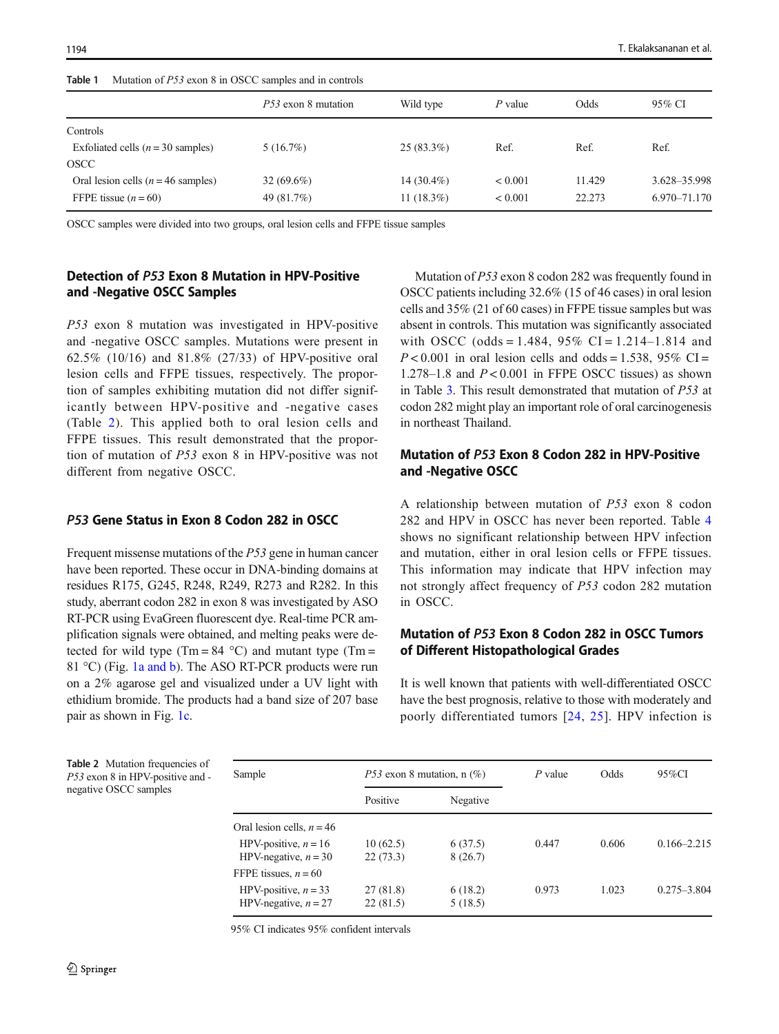**Table 1** Mutation of *P53* exon 8 in OSCC samples and in controls

| | *P53* exon 8 mutation | Wild type | *P* value | Odds | 95% CI |
|---|---|---|---|---|---|
| Controls | | | | | |
| Exfoliated cells ($n = 30$ samples) | 5 (16.7%) | 25 (83.3%) | Ref. | Ref. | Ref. |
| OSCC | | | | | |
| Oral lesion cells ($n = 46$ samples) | 32 (69.6%) | 14 (30.4%) | < 0.001 | 11.429 | 3.628–35.998 |
| FFPE tissue ($n = 60$) | 49 (81.7%) | 11 (18.3%) | < 0.001 | 22.273 | 6.970–71.170 |

OSCC samples were divided into two groups, oral lesion cells and FFPE tissue samples

## Detection of *P53* Exon 8 Mutation in HPV-Positive and -Negative OSCC Samples

*P53* exon 8 mutation was investigated in HPV-positive and -negative OSCC samples. Mutations were present in 62.5% (10/16) and 81.8% (27/33) of HPV-positive oral lesion cells and FFPE tissues, respectively. The proportion of samples exhibiting mutation did not differ significantly between HPV-positive and -negative cases (Table 2). This applied both to oral lesion cells and FFPE tissues. This result demonstrated that the proportion of mutation of *P53* exon 8 in HPV-positive was not different from negative OSCC.

## *P53* Gene Status in Exon 8 Codon 282 in OSCC

Frequent missense mutations of the *P53* gene in human cancer have been reported. These occur in DNA-binding domains at residues R175, G245, R248, R249, R273 and R282. In this study, aberrant codon 282 in exon 8 was investigated by ASO RT-PCR using EvaGreen fluorescent dye. Real-time PCR amplification signals were obtained, and melting peaks were detected for wild type (Tm = 84 °C) and mutant type (Tm = 81 °C) (Fig. 1a and b). The ASO RT-PCR products were run on a 2% agarose gel and visualized under a UV light with ethidium bromide. The products had a band size of 207 base pair as shown in Fig. 1c.

Mutation of *P53* exon 8 codon 282 was frequently found in OSCC patients including 32.6% (15 of 46 cases) in oral lesion cells and 35% (21 of 60 cases) in FFPE tissue samples but was absent in controls. This mutation was significantly associated with OSCC (odds = 1.484, 95% CI = 1.214–1.814 and $P < 0.001$ in oral lesion cells and odds = 1.538, 95% CI = 1.278–1.8 and $P < 0.001$ in FFPE OSCC tissues) as shown in Table 3. This result demonstrated that mutation of *P53* at codon 282 might play an important role of oral carcinogenesis in northeast Thailand.

## Mutation of *P53* Exon 8 Codon 282 in HPV-Positive and -Negative OSCC

A relationship between mutation of *P53* exon 8 codon 282 and HPV in OSCC has never been reported. Table 4 shows no significant relationship between HPV infection and mutation, either in oral lesion cells or FFPE tissues. This information may indicate that HPV infection may not strongly affect frequency of *P53* codon 282 mutation in OSCC.

## Mutation of *P53* Exon 8 Codon 282 in OSCC Tumors of Different Histopathological Grades

It is well known that patients with well-differentiated OSCC have the best prognosis, relative to those with moderately and poorly differentiated tumors [24, 25]. HPV infection is

**Table 2** Mutation frequencies of *P53* exon 8 in HPV-positive and -negative OSCC samples

| Sample | *P53* exon 8 mutation, n (%) | | *P* value | Odds | 95%CI |
|---|---|---|---|---|---|
| | Positive | Negative | | | |
| Oral lesion cells, $n = 46$ | | | | | |
| HPV-positive, $n = 16$ | 10 (62.5) | 6 (37.5) | 0.447 | 0.606 | 0.166–2.215 |
| HPV-negative, $n = 30$ | 22 (73.3) | 8 (26.7) | | | |
| FFPE tissues, $n = 60$ | | | | | |
| HPV-positive, $n = 33$ | 27 (81.8) | 6 (18.2) | 0.973 | 1.023 | 0.275–3.804 |
| HPV-negative, $n = 27$ | 22 (81.5) | 5 (18.5) | | | |

95% CI indicates 95% confident intervals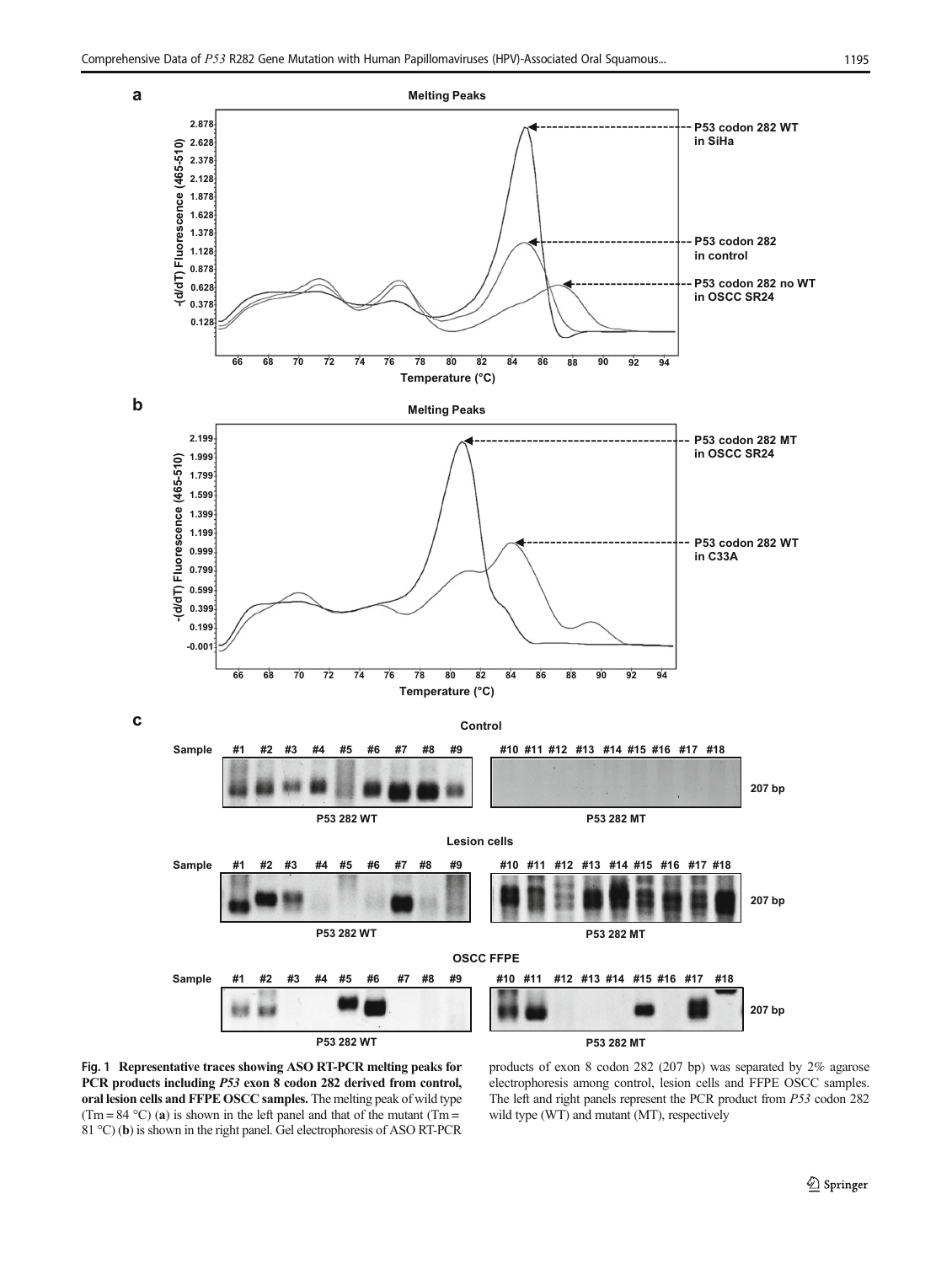Fig. 1 **Representative traces showing ASO RT-PCR melting peaks for PCR products including *P53* exon 8 codon 282 derived from control, oral lesion cells and FFPE OSCC samples.** The melting peak of wild type (Tm = 84 °C) (**a**) is shown in the left panel and that of the mutant (Tm = 81 °C) (**b**) is shown in the right panel. Gel electrophoresis of ASO RT-PCR products of exon 8 codon 282 (207 bp) was separated by 2% agarose electrophoresis among control, lesion cells and FFPE OSCC samples. The left and right panels represent the PCR product from *P53* codon 282 wild type (WT) and mutant (MT), respectively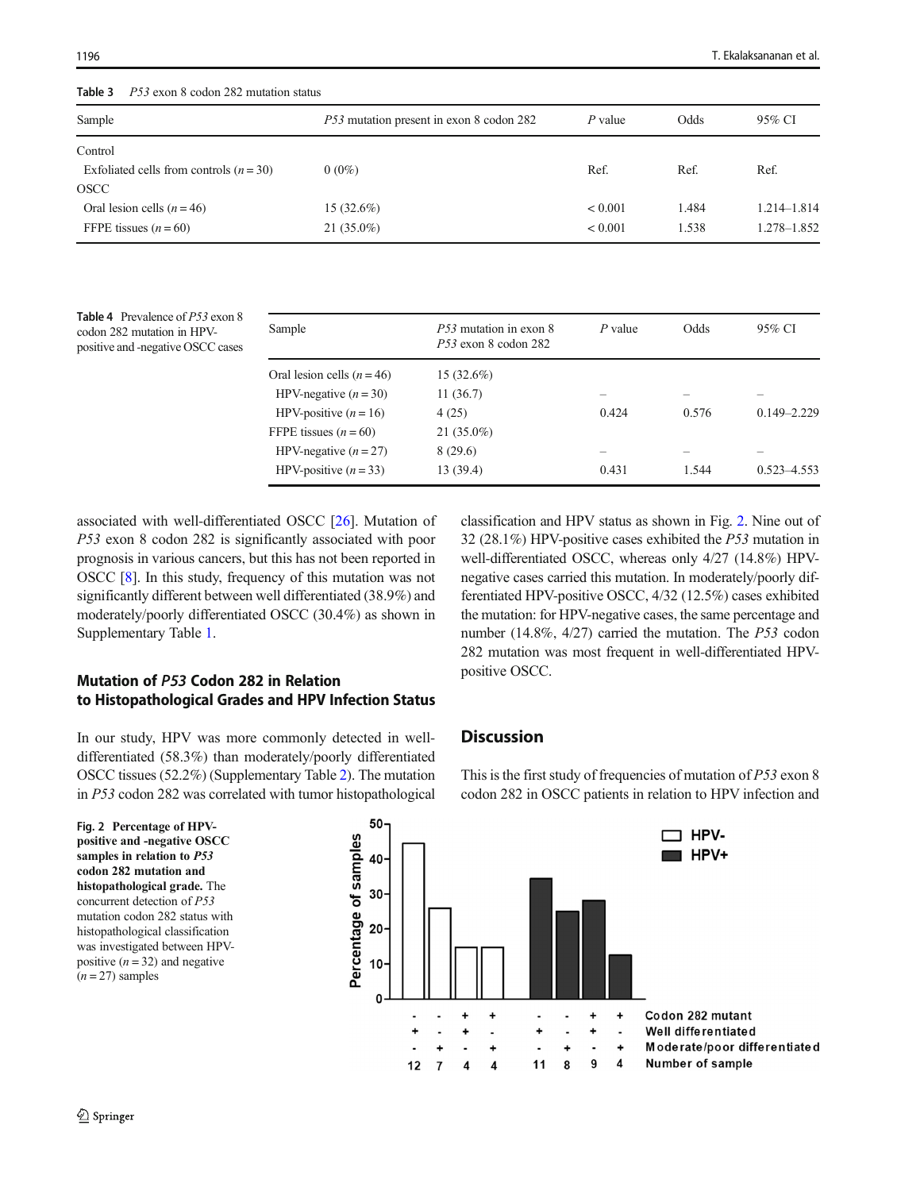**Table 3** *P53* exon 8 codon 282 mutation status

| Sample | *P53* mutation present in exon 8 codon 282 | *P* value | Odds | 95% CI |
|---|---|---|---|---|
| Control | | | | |
| Exfoliated cells from controls ($n = 30$) | 0 (0%) | Ref. | Ref. | Ref. |
| OSCC | | | | |
| Oral lesion cells ($n = 46$) | 15 (32.6%) | < 0.001 | 1.484 | 1.214–1.814 |
| FFPE tissues ($n = 60$) | 21 (35.0%) | < 0.001 | 1.538 | 1.278–1.852 |

**Table 4** Prevalence of *P53* exon 8 codon 282 mutation in HPV-positive and -negative OSCC cases

| Sample | *P53* mutation in exon 8 *P53* exon 8 codon 282 | *P* value | Odds | 95% CI |
|---|---|---|---|---|
| Oral lesion cells ($n = 46$) | 15 (32.6%) | | | |
| HPV-negative ($n = 30$) | 11 (36.7) | – | – | – |
| HPV-positive ($n = 16$) | 4 (25) | 0.424 | 0.576 | 0.149–2.229 |
| FFPE tissues ($n = 60$) | 21 (35.0%) | | | |
| HPV-negative ($n = 27$) | 8 (29.6) | – | – | – |
| HPV-positive ($n = 33$) | 13 (39.4) | 0.431 | 1.544 | 0.523–4.553 |

associated with well-differentiated OSCC [26]. Mutation of *P53* exon 8 codon 282 is significantly associated with poor prognosis in various cancers, but this has not been reported in OSCC [8]. In this study, frequency of this mutation was not significantly different between well differentiated (38.9%) and moderately/poorly differentiated OSCC (30.4%) as shown in Supplementary Table 1.

## Mutation of *P53* Codon 282 in Relation to Histopathological Grades and HPV Infection Status

In our study, HPV was more commonly detected in well-differentiated (58.3%) than moderately/poorly differentiated OSCC tissues (52.2%) (Supplementary Table 2). The mutation in *P53* codon 282 was correlated with tumor histopathological classification and HPV status as shown in Fig. 2. Nine out of 32 (28.1%) HPV-positive cases exhibited the *P53* mutation in well-differentiated OSCC, whereas only 4/27 (14.8%) HPV-negative cases carried this mutation. In moderately/poorly differentiated HPV-positive OSCC, 4/32 (12.5%) cases exhibited the mutation: for HPV-negative cases, the same percentage and number (14.8%, 4/27) carried the mutation. The *P53* codon 282 mutation was most frequent in well-differentiated HPV-positive OSCC.

## Discussion

This is the first study of frequencies of mutation of *P53* exon 8 codon 282 in OSCC patients in relation to HPV infection and

**Fig. 2 Percentage of HPV-positive and -negative OSCC samples in relation to *P53* codon 282 mutation and histopathological grade.** The concurrent detection of *P53* mutation codon 282 status with histopathological classification was investigated between HPV-positive ($n = 32$) and negative ($n = 27$) samples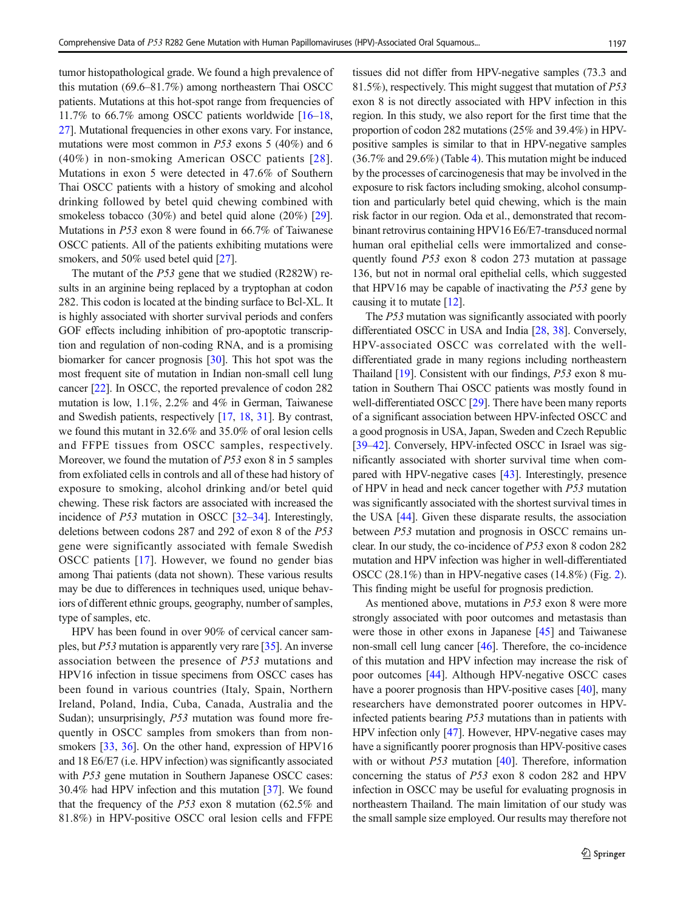tumor histopathological grade. We found a high prevalence of this mutation (69.6–81.7%) among northeastern Thai OSCC patients. Mutations at this hot-spot range from frequencies of 11.7% to 66.7% among OSCC patients worldwide [16–18, 27]. Mutational frequencies in other exons vary. For instance, mutations were most common in *P53* exons 5 (40%) and 6 (40%) in non-smoking American OSCC patients [28]. Mutations in exon 5 were detected in 47.6% of Southern Thai OSCC patients with a history of smoking and alcohol drinking followed by betel quid chewing combined with smokeless tobacco (30%) and betel quid alone (20%) [29]. Mutations in *P53* exon 8 were found in 66.7% of Taiwanese OSCC patients. All of the patients exhibiting mutations were smokers, and 50% used betel quid [27].

The mutant of the *P53* gene that we studied (R282W) results in an arginine being replaced by a tryptophan at codon 282. This codon is located at the binding surface to Bcl-XL. It is highly associated with shorter survival periods and confers GOF effects including inhibition of pro-apoptotic transcription and regulation of non-coding RNA, and is a promising biomarker for cancer prognosis [30]. This hot spot was the most frequent site of mutation in Indian non-small cell lung cancer [22]. In OSCC, the reported prevalence of codon 282 mutation is low, 1.1%, 2.2% and 4% in German, Taiwanese and Swedish patients, respectively [17, 18, 31]. By contrast, we found this mutant in 32.6% and 35.0% of oral lesion cells and FFPE tissues from OSCC samples, respectively. Moreover, we found the mutation of *P53* exon 8 in 5 samples from exfoliated cells in controls and all of these had history of exposure to smoking, alcohol drinking and/or betel quid chewing. These risk factors are associated with increased the incidence of *P53* mutation in OSCC [32–34]. Interestingly, deletions between codons 287 and 292 of exon 8 of the *P53* gene were significantly associated with female Swedish OSCC patients [17]. However, we found no gender bias among Thai patients (data not shown). These various results may be due to differences in techniques used, unique behaviors of different ethnic groups, geography, number of samples, type of samples, etc.

HPV has been found in over 90% of cervical cancer samples, but *P53* mutation is apparently very rare [35]. An inverse association between the presence of *P53* mutations and HPV16 infection in tissue specimens from OSCC cases has been found in various countries (Italy, Spain, Northern Ireland, Poland, India, Cuba, Canada, Australia and the Sudan); unsurprisingly, *P53* mutation was found more frequently in OSCC samples from smokers than from non-smokers [33, 36]. On the other hand, expression of HPV16 and 18 E6/E7 (i.e. HPV infection) was significantly associated with *P53* gene mutation in Southern Japanese OSCC cases: 30.4% had HPV infection and this mutation [37]. We found that the frequency of the *P53* exon 8 mutation (62.5% and 81.8%) in HPV-positive OSCC oral lesion cells and FFPE tissues did not differ from HPV-negative samples (73.3 and 81.5%), respectively. This might suggest that mutation of *P53* exon 8 is not directly associated with HPV infection in this region. In this study, we also report for the first time that the proportion of codon 282 mutations (25% and 39.4%) in HPV-positive samples is similar to that in HPV-negative samples (36.7% and 29.6%) (Table 4). This mutation might be induced by the processes of carcinogenesis that may be involved in the exposure to risk factors including smoking, alcohol consumption and particularly betel quid chewing, which is the main risk factor in our region. Oda et al., demonstrated that recombinant retrovirus containing HPV16 E6/E7-transduced normal human oral epithelial cells were immortalized and consequently found *P53* exon 8 codon 273 mutation at passage 136, but not in normal oral epithelial cells, which suggested that HPV16 may be capable of inactivating the *P53* gene by causing it to mutate [12].

The *P53* mutation was significantly associated with poorly differentiated OSCC in USA and India [28, 38]. Conversely, HPV-associated OSCC was correlated with the well-differentiated grade in many regions including northeastern Thailand [19]. Consistent with our findings, *P53* exon 8 mutation in Southern Thai OSCC patients was mostly found in well-differentiated OSCC [29]. There have been many reports of a significant association between HPV-infected OSCC and a good prognosis in USA, Japan, Sweden and Czech Republic [39–42]. Conversely, HPV-infected OSCC in Israel was significantly associated with shorter survival time when compared with HPV-negative cases [43]. Interestingly, presence of HPV in head and neck cancer together with *P53* mutation was significantly associated with the shortest survival times in the USA [44]. Given these disparate results, the association between *P53* mutation and prognosis in OSCC remains unclear. In our study, the co-incidence of *P53* exon 8 codon 282 mutation and HPV infection was higher in well-differentiated OSCC (28.1%) than in HPV-negative cases (14.8%) (Fig. 2). This finding might be useful for prognosis prediction.

As mentioned above, mutations in *P53* exon 8 were more strongly associated with poor outcomes and metastasis than were those in other exons in Japanese [45] and Taiwanese non-small cell lung cancer [46]. Therefore, the co-incidence of this mutation and HPV infection may increase the risk of poor outcomes [44]. Although HPV-negative OSCC cases have a poorer prognosis than HPV-positive cases [40], many researchers have demonstrated poorer outcomes in HPV-infected patients bearing *P53* mutations than in patients with HPV infection only [47]. However, HPV-negative cases may have a significantly poorer prognosis than HPV-positive cases with or without *P53* mutation [40]. Therefore, information concerning the status of *P53* exon 8 codon 282 and HPV infection in OSCC may be useful for evaluating prognosis in northeastern Thailand. The main limitation of our study was the small sample size employed. Our results may therefore not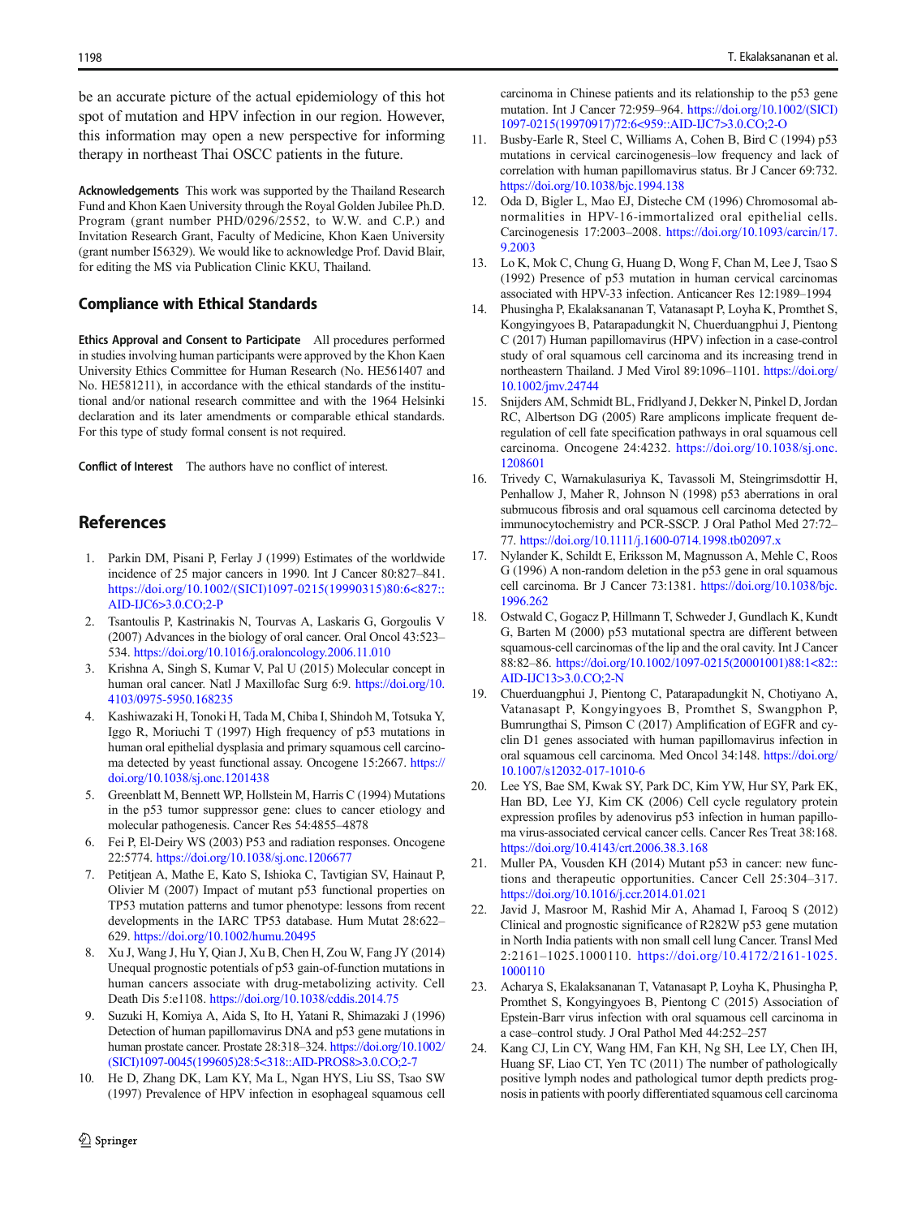be an accurate picture of the actual epidemiology of this hot spot of mutation and HPV infection in our region. However, this information may open a new perspective for informing therapy in northeast Thai OSCC patients in the future.

**Acknowledgements** This work was supported by the Thailand Research Fund and Khon Kaen University through the Royal Golden Jubilee Ph.D. Program (grant number PHD/0296/2552, to W.W. and C.P.) and Invitation Research Grant, Faculty of Medicine, Khon Kaen University (grant number I56329). We would like to acknowledge Prof. David Blair, for editing the MS via Publication Clinic KKU, Thailand.

## Compliance with Ethical Standards

**Ethics Approval and Consent to Participate** All procedures performed in studies involving human participants were approved by the Khon Kaen University Ethics Committee for Human Research (No. HE561407 and No. HE581211), in accordance with the ethical standards of the institutional and/or national research committee and with the 1964 Helsinki declaration and its later amendments or comparable ethical standards. For this type of study formal consent is not required.

**Conflict of Interest** The authors have no conflict of interest.

## References

1. Parkin DM, Pisani P, Ferlay J (1999) Estimates of the worldwide incidence of 25 major cancers in 1990. Int J Cancer 80:827–841. https://doi.org/10.1002/(SICI)1097-0215(19990315)80:6<827::AID-IJC6>3.0.CO;2-P
2. Tsantoulis P, Kastrinakis N, Tourvas A, Laskaris G, Gorgoulis V (2007) Advances in the biology of oral cancer. Oral Oncol 43:523–534. https://doi.org/10.1016/j.oraloncology.2006.11.010
3. Krishna A, Singh S, Kumar V, Pal U (2015) Molecular concept in human oral cancer. Natl J Maxillofac Surg 6:9. https://doi.org/10.4103/0975-5950.168235
4. Kashiwazaki H, Tonoki H, Tada M, Chiba I, Shindoh M, Totsuka Y, Iggo R, Moriuchi T (1997) High frequency of p53 mutations in human oral epithelial dysplasia and primary squamous cell carcinoma detected by yeast functional assay. Oncogene 15:2667. https://doi.org/10.1038/sj.onc.1201438
5. Greenblatt M, Bennett WP, Hollstein M, Harris C (1994) Mutations in the p53 tumor suppressor gene: clues to cancer etiology and molecular pathogenesis. Cancer Res 54:4855–4878
6. Fei P, El-Deiry WS (2003) P53 and radiation responses. Oncogene 22:5774. https://doi.org/10.1038/sj.onc.1206677
7. Petitjean A, Mathe E, Kato S, Ishioka C, Tavtigian SV, Hainaut P, Olivier M (2007) Impact of mutant p53 functional properties on TP53 mutation patterns and tumor phenotype: lessons from recent developments in the IARC TP53 database. Hum Mutat 28:622–629. https://doi.org/10.1002/humu.20495
8. Xu J, Wang J, Hu Y, Qian J, Xu B, Chen H, Zou W, Fang JY (2014) Unequal prognostic potentials of p53 gain-of-function mutations in human cancers associate with drug-metabolizing activity. Cell Death Dis 5:e1108. https://doi.org/10.1038/cddis.2014.75
9. Suzuki H, Komiya A, Aida S, Ito H, Yatani R, Shimazaki J (1996) Detection of human papillomavirus DNA and p53 gene mutations in human prostate cancer. Prostate 28:318–324. https://doi.org/10.1002/(SICI)1097-0045(199605)28:5<318::AID-PROS8>3.0.CO;2-7
10. He D, Zhang DK, Lam KY, Ma L, Ngan HYS, Liu SS, Tsao SW (1997) Prevalence of HPV infection in esophageal squamous cell carcinoma in Chinese patients and its relationship to the p53 gene mutation. Int J Cancer 72:959–964. https://doi.org/10.1002/(SICI)1097-0215(19970917)72:6<959::AID-IJC7>3.0.CO;2-O
11. Busby-Earle R, Steel C, Williams A, Cohen B, Bird C (1994) p53 mutations in cervical carcinogenesis–low frequency and lack of correlation with human papillomavirus status. Br J Cancer 69:732. https://doi.org/10.1038/bjc.1994.138
12. Oda D, Bigler L, Mao EJ, Disteche CM (1996) Chromosomal abnormalities in HPV-16-immortalized oral epithelial cells. Carcinogenesis 17:2003–2008. https://doi.org/10.1093/carcin/17.9.2003
13. Lo K, Mok C, Chung G, Huang D, Wong F, Chan M, Lee J, Tsao S (1992) Presence of p53 mutation in human cervical carcinomas associated with HPV-33 infection. Anticancer Res 12:1989–1994
14. Phusingha P, Ekalaksananan T, Vatanasapt P, Loyha K, Promthet S, Kongyingyoes B, Patarapadungkit N, Chuerduangphui J, Pientong C (2017) Human papillomavirus (HPV) infection in a case-control study of oral squamous cell carcinoma and its increasing trend in northeastern Thailand. J Med Virol 89:1096–1101. https://doi.org/10.1002/jmv.24744
15. Snijders AM, Schmidt BL, Fridlyand J, Dekker N, Pinkel D, Jordan RC, Albertson DG (2005) Rare amplicons implicate frequent deregulation of cell fate specification pathways in oral squamous cell carcinoma. Oncogene 24:4232. https://doi.org/10.1038/sj.onc.1208601
16. Trivedy C, Warnakulasuriya K, Tavassoli M, Steingrimsdottir H, Penhallow J, Maher R, Johnson N (1998) p53 aberrations in oral submucous fibrosis and oral squamous cell carcinoma detected by immunocytochemistry and PCR-SSCP. J Oral Pathol Med 27:72–77. https://doi.org/10.1111/j.1600-0714.1998.tb02097.x
17. Nylander K, Schildt E, Eriksson M, Magnusson A, Mehle C, Roos G (1996) A non-random deletion in the p53 gene in oral squamous cell carcinoma. Br J Cancer 73:1381. https://doi.org/10.1038/bjc.1996.262
18. Ostwald C, Gogacz P, Hillmann T, Schweder J, Gundlach K, Kundt G, Barten M (2000) p53 mutational spectra are different between squamous-cell carcinomas of the lip and the oral cavity. Int J Cancer 88:82–86. https://doi.org/10.1002/1097-0215(20001001)88:1<82::AID-IJC13>3.0.CO;2-N
19. Chuerduangphui J, Pientong C, Patarapadungkit N, Chotiyano A, Vatanasapt P, Kongyingyoes B, Promthet S, Swangphon P, Bumrungthai S, Pimson C (2017) Amplification of EGFR and cyclin D1 genes associated with human papillomavirus infection in oral squamous cell carcinoma. Med Oncol 34:148. https://doi.org/10.1007/s12032-017-1010-6
20. Lee YS, Bae SM, Kwak SY, Park DC, Kim YW, Hur SY, Park EK, Han BD, Lee YJ, Kim CK (2006) Cell cycle regulatory protein expression profiles by adenovirus p53 infection in human papilloma virus-associated cervical cancer cells. Cancer Res Treat 38:168. https://doi.org/10.4143/crt.2006.38.3.168
21. Muller PA, Vousden KH (2014) Mutant p53 in cancer: new functions and therapeutic opportunities. Cancer Cell 25:304–317. https://doi.org/10.1016/j.ccr.2014.01.021
22. Javid J, Masroor M, Rashid Mir A, Ahamad I, Farooq S (2012) Clinical and prognostic significance of R282W p53 gene mutation in North India patients with non small cell lung Cancer. Transl Med 2:2161–1025.1000110. https://doi.org/10.4172/2161-1025.1000110
23. Acharya S, Ekalaksananan T, Vatanasapt P, Loyha K, Phusingha P, Promthet S, Kongyingyoes B, Pientong C (2015) Association of Epstein-Barr virus infection with oral squamous cell carcinoma in a case–control study. J Oral Pathol Med 44:252–257
24. Kang CJ, Lin CY, Wang HM, Fan KH, Ng SH, Lee LY, Chen IH, Huang SF, Liao CT, Yen TC (2011) The number of pathologically positive lymph nodes and pathological tumor depth predicts prognosis in patients with poorly differentiated squamous cell carcinoma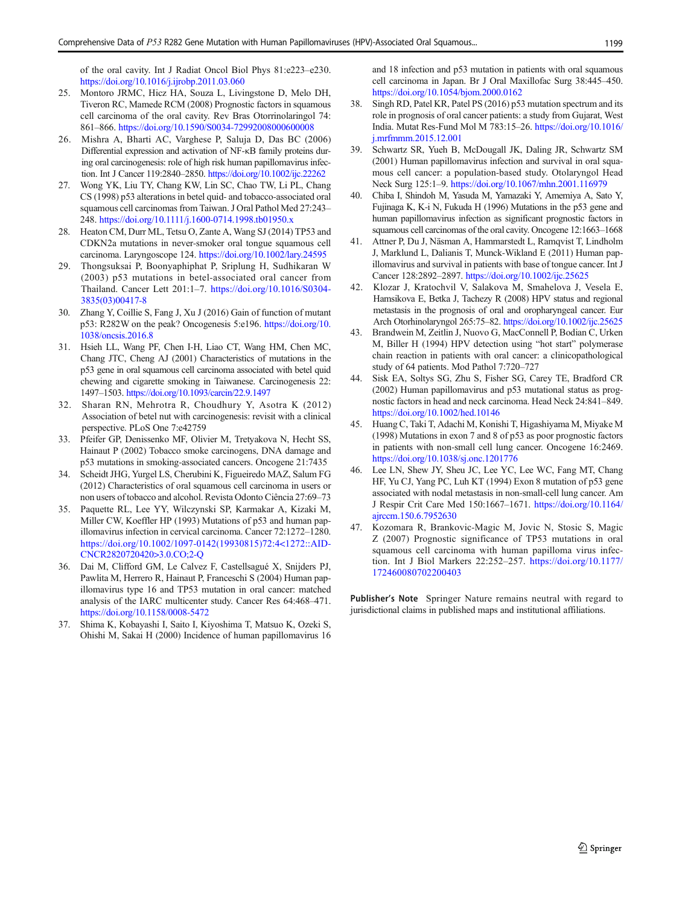of the oral cavity. Int J Radiat Oncol Biol Phys 81:e223–e230. https://doi.org/10.1016/j.ijrobp.2011.03.060

25. Montoro JRMC, Hicz HA, Souza L, Livingstone D, Melo DH, Tiveron RC, Mamede RCM (2008) Prognostic factors in squamous cell carcinoma of the oral cavity. Rev Bras Otorrinolaringol 74: 861–866. https://doi.org/10.1590/S0034-72992008000600008
26. Mishra A, Bharti AC, Varghese P, Saluja D, Das BC (2006) Differential expression and activation of NF-κB family proteins during oral carcinogenesis: role of high risk human papillomavirus infection. Int J Cancer 119:2840–2850. https://doi.org/10.1002/ijc.22262
27. Wong YK, Liu TY, Chang KW, Lin SC, Chao TW, Li PL, Chang CS (1998) p53 alterations in betel quid- and tobacco-associated oral squamous cell carcinomas from Taiwan. J Oral Pathol Med 27:243–248. https://doi.org/10.1111/j.1600-0714.1998.tb01950.x
28. Heaton CM, Durr ML, Tetsu O, Zante A, Wang SJ (2014) TP53 and CDKN2a mutations in never-smoker oral tongue squamous cell carcinoma. Laryngoscope 124. https://doi.org/10.1002/lary.24595
29. Thongsuksai P, Boonyaphiphat P, Sriplung H, Sudhikaran W (2003) p53 mutations in betel-associated oral cancer from Thailand. Cancer Lett 201:1–7. https://doi.org/10.1016/S0304-3835(03)00417-8
30. Zhang Y, Coillie S, Fang J, Xu J (2016) Gain of function of mutant p53: R282W on the peak? Oncogenesis 5:e196. https://doi.org/10.1038/oncsis.2016.8
31. Hsieh LL, Wang PF, Chen I-H, Liao CT, Wang HM, Chen MC, Chang JTC, Cheng AJ (2001) Characteristics of mutations in the p53 gene in oral squamous cell carcinoma associated with betel quid chewing and cigarette smoking in Taiwanese. Carcinogenesis 22: 1497–1503. https://doi.org/10.1093/carcin/22.9.1497
32. Sharan RN, Mehrotra R, Choudhury Y, Asotra K (2012) Association of betel nut with carcinogenesis: revisit with a clinical perspective. PLoS One 7:e42759
33. Pfeifer GP, Denissenko MF, Olivier M, Tretyakova N, Hecht SS, Hainaut P (2002) Tobacco smoke carcinogens, DNA damage and p53 mutations in smoking-associated cancers. Oncogene 21:7435
34. Scheidt JHG, Yurgel LS, Cherubini K, Figueiredo MAZ, Salum FG (2012) Characteristics of oral squamous cell carcinoma in users or non users of tobacco and alcohol. Revista Odonto Ciência 27:69–73
35. Paquette RL, Lee YY, Wilczynski SP, Karmakar A, Kizaki M, Miller CW, Koeffler HP (1993) Mutations of p53 and human papillomavirus infection in cervical carcinoma. Cancer 72:1272–1280. https://doi.org/10.1002/1097-0142(19930815)72:4<1272::AID-CNCR2820720420>3.0.CO;2-Q
36. Dai M, Clifford GM, Le Calvez F, Castellsagué X, Snijders PJ, Pawlita M, Herrero R, Hainaut P, Franceschi S (2004) Human papillomavirus type 16 and TP53 mutation in oral cancer: matched analysis of the IARC multicenter study. Cancer Res 64:468–471. https://doi.org/10.1158/0008-5472
37. Shima K, Kobayashi I, Saito I, Kiyoshima T, Matsuo K, Ozeki S, Ohishi M, Sakai H (2000) Incidence of human papillomavirus 16 and 18 infection and p53 mutation in patients with oral squamous cell carcinoma in Japan. Br J Oral Maxillofac Surg 38:445–450. https://doi.org/10.1054/bjom.2000.0162
38. Singh RD, Patel KR, Patel PS (2016) p53 mutation spectrum and its role in prognosis of oral cancer patients: a study from Gujarat, West India. Mutat Res-Fund Mol M 783:15–26. https://doi.org/10.1016/j.mrfmmm.2015.12.001
39. Schwartz SR, Yueh B, McDougall JK, Daling JR, Schwartz SM (2001) Human papillomavirus infection and survival in oral squamous cell cancer: a population-based study. Otolaryngol Head Neck Surg 125:1–9. https://doi.org/10.1067/mhn.2001.116979
40. Chiba I, Shindoh M, Yasuda M, Yamazaki Y, Amemiya A, Sato Y, Fujinaga K, K-i N, Fukuda H (1996) Mutations in the p53 gene and human papillomavirus infection as significant prognostic factors in squamous cell carcinomas of the oral cavity. Oncogene 12:1663–1668
41. Attner P, Du J, Näsman A, Hammarstedt L, Ramqvist T, Lindholm J, Marklund L, Dalianis T, Munck-Wikland E (2011) Human papillomavirus and survival in patients with base of tongue cancer. Int J Cancer 128:2892–2897. https://doi.org/10.1002/ijc.25625
42. Klozar J, Kratochvil V, Salakova M, Smahelova J, Vesela E, Hamsikova E, Betka J, Tachezy R (2008) HPV status and regional metastasis in the prognosis of oral and oropharyngeal cancer. Eur Arch Otorhinolaryngol 265:75–82. https://doi.org/10.1002/ijc.25625
43. Brandwein M, Zeitlin J, Nuovo G, MacConnell P, Bodian C, Urken M, Biller H (1994) HPV detection using "hot start" polymerase chain reaction in patients with oral cancer: a clinicopathological study of 64 patients. Mod Pathol 7:720–727
44. Sisk EA, Soltys SG, Zhu S, Fisher SG, Carey TE, Bradford CR (2002) Human papillomavirus and p53 mutational status as prognostic factors in head and neck carcinoma. Head Neck 24:841–849. https://doi.org/10.1002/hed.10146
45. Huang C, Taki T, Adachi M, Konishi T, Higashiyama M, Miyake M (1998) Mutations in exon 7 and 8 of p53 as poor prognostic factors in patients with non-small cell lung cancer. Oncogene 16:2469. https://doi.org/10.1038/sj.onc.1201776
46. Lee LN, Shew JY, Sheu JC, Lee YC, Lee WC, Fang MT, Chang HF, Yu CJ, Yang PC, Luh KT (1994) Exon 8 mutation of p53 gene associated with nodal metastasis in non-small-cell lung cancer. Am J Respir Crit Care Med 150:1667–1671. https://doi.org/10.1164/ajrccm.150.6.7952630
47. Kozomara R, Brankovic-Magic M, Jovic N, Stosic S, Magic Z (2007) Prognostic significance of TP53 mutations in oral squamous cell carcinoma with human papilloma virus infection. Int J Biol Markers 22:252–257. https://doi.org/10.1177/172460080702200403

**Publisher's Note** Springer Nature remains neutral with regard to jurisdictional claims in published maps and institutional affiliations.